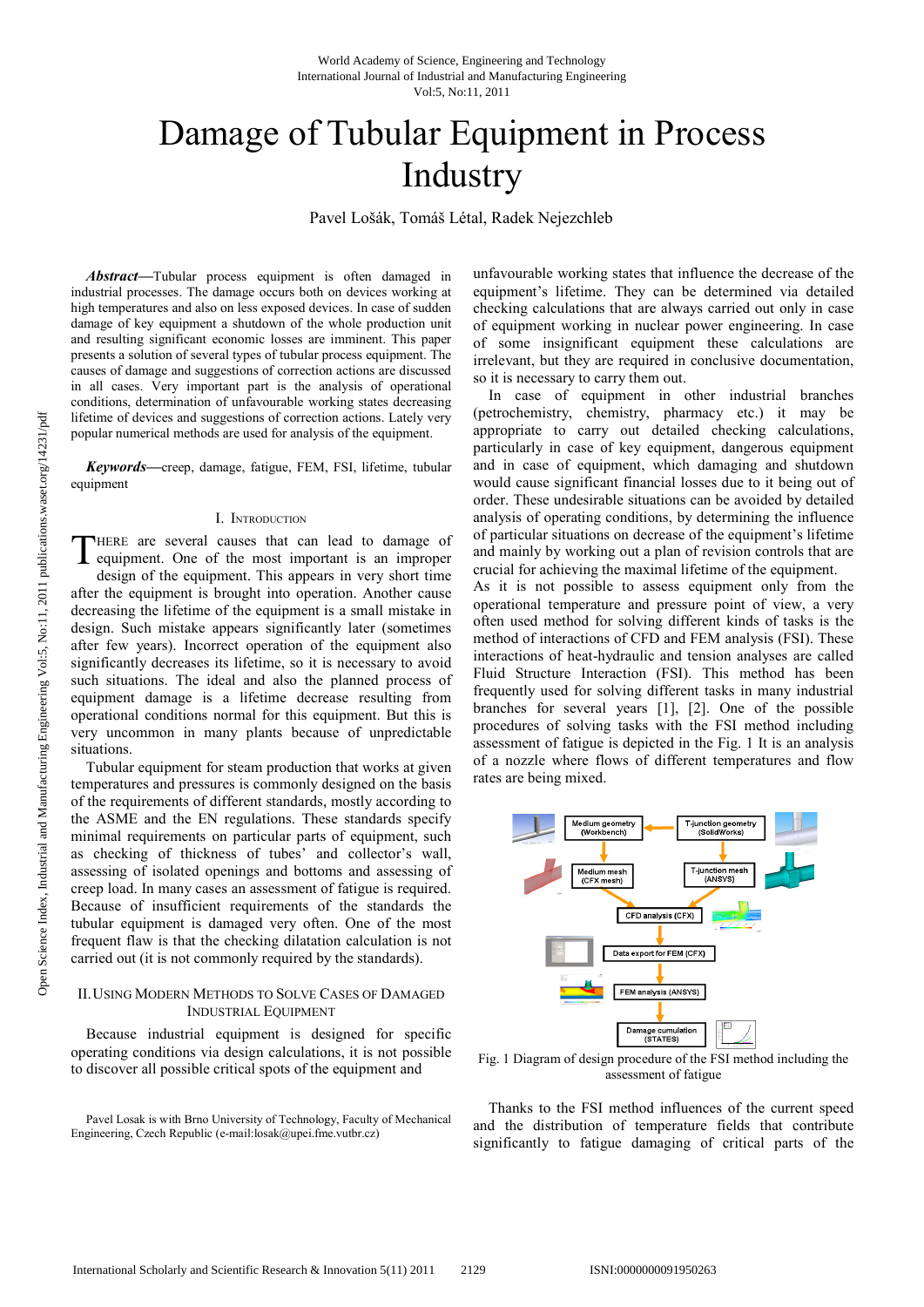# Damage of Tubular Equipment in Process Industry

Pavel Lošák, Tomáš Létal, Radek Nejezchleb

***Abstract*—**Tubular process equipment is often damaged in industrial processes. The damage occurs both on devices working at high temperatures and also on less exposed devices. In case of sudden damage of key equipment a shutdown of the whole production unit and resulting significant economic losses are imminent. This paper presents a solution of several types of tubular process equipment. The causes of damage and suggestions of correction actions are discussed in all cases. Very important part is the analysis of operational conditions, determination of unfavourable working states decreasing lifetime of devices and suggestions of correction actions. Lately very popular numerical methods are used for analysis of the equipment.

***Keywords*—**creep, damage, fatigue, FEM, FSI, lifetime, tubular equipment

## I. Introduction

There are several causes that can lead to damage of equipment. One of the most important is an improper design of the equipment. This appears in very short time after the equipment is brought into operation. Another cause decreasing the lifetime of the equipment is a small mistake in design. Such mistake appears significantly later (sometimes after few years). Incorrect operation of the equipment also significantly decreases its lifetime, so it is necessary to avoid such situations. The ideal and also the planned process of equipment damage is a lifetime decrease resulting from operational conditions normal for this equipment. But this is very uncommon in many plants because of unpredictable situations.

Tubular equipment for steam production that works at given temperatures and pressures is commonly designed on the basis of the requirements of different standards, mostly according to the ASME and the EN regulations. These standards specify minimal requirements on particular parts of equipment, such as checking of thickness of tubes' and collector's wall, assessing of isolated openings and bottoms and assessing of creep load. In many cases an assessment of fatigue is required. Because of insufficient requirements of the standards the tubular equipment is damaged very often. One of the most frequent flaw is that the checking dilatation calculation is not carried out (it is not commonly required by the standards).

## II. Using Modern Methods to Solve Cases of Damaged Industrial Equipment

Because industrial equipment is designed for specific operating conditions via design calculations, it is not possible to discover all possible critical spots of the equipment and unfavourable working states that influence the decrease of the equipment's lifetime. They can be determined via detailed checking calculations that are always carried out only in case of equipment working in nuclear power engineering. In case of some insignificant equipment these calculations are irrelevant, but they are required in conclusive documentation, so it is necessary to carry them out.

In case of equipment in other industrial branches (petrochemistry, chemistry, pharmacy etc.) it may be appropriate to carry out detailed checking calculations, particularly in case of key equipment, dangerous equipment and in case of equipment, which damaging and shutdown would cause significant financial losses due to it being out of order. These undesirable situations can be avoided by detailed analysis of operating conditions, by determining the influence of particular situations on decrease of the equipment's lifetime and mainly by working out a plan of revision controls that are crucial for achieving the maximal lifetime of the equipment.

As it is not possible to assess equipment only from the operational temperature and pressure point of view, a very often used method for solving different kinds of tasks is the method of interactions of CFD and FEM analysis (FSI). These interactions of heat-hydraulic and tension analyses are called Fluid Structure Interaction (FSI). This method has been frequently used for solving different tasks in many industrial branches for several years [1], [2]. One of the possible procedures of solving tasks with the FSI method including assessment of fatigue is depicted in the Fig. 1 It is an analysis of a nozzle where flows of different temperatures and flow rates are being mixed.

Fig. 1 Diagram of design procedure of the FSI method including the assessment of fatigue

Thanks to the FSI method influences of the current speed and the distribution of temperature fields that contribute significantly to fatigue damaging of critical parts of the

Pavel Losak is with Brno University of Technology, Faculty of Mechanical Engineering, Czech Republic (e-mail:losak@upei.fme.vutbr.cz)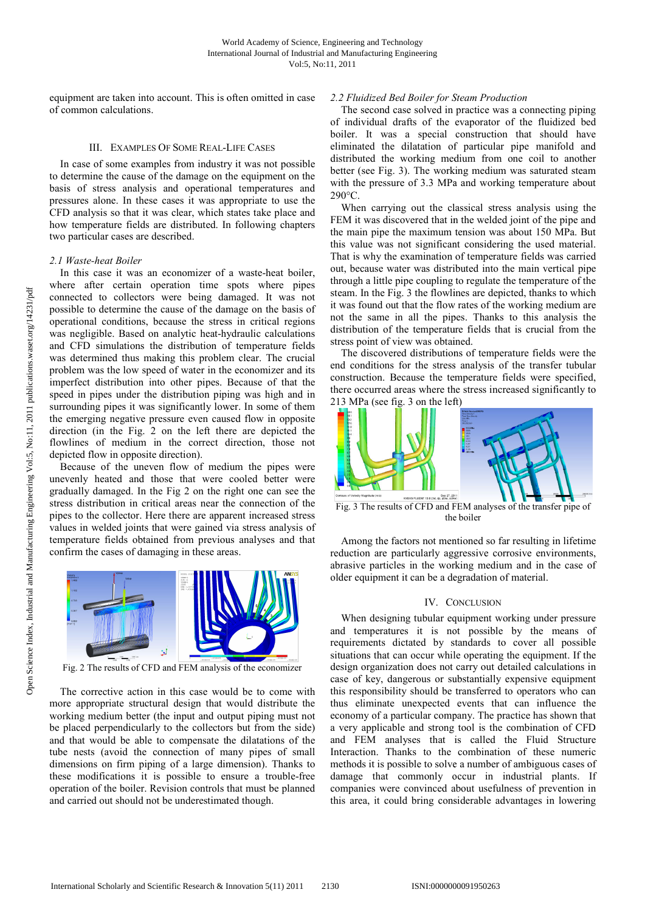equipment are taken into account. This is often omitted in case of common calculations.

## III. Examples Of Some Real-Life Cases

In case of some examples from industry it was not possible to determine the cause of the damage on the equipment on the basis of stress analysis and operational temperatures and pressures alone. In these cases it was appropriate to use the CFD analysis so that it was clear, which states take place and how temperature fields are distributed. In following chapters two particular cases are described.

### *2.1 Waste-heat Boiler*

In this case it was an economizer of a waste-heat boiler, where after certain operation time spots where pipes connected to collectors were being damaged. It was not possible to determine the cause of the damage on the basis of operational conditions, because the stress in critical regions was negligible. Based on analytic heat-hydraulic calculations and CFD simulations the distribution of temperature fields was determined thus making this problem clear. The crucial problem was the low speed of water in the economizer and its imperfect distribution into other pipes. Because of that the speed in pipes under the distribution piping was high and in surrounding pipes it was significantly lower. In some of them the emerging negative pressure even caused flow in opposite direction (in the Fig. 2 on the left there are depicted the flowlines of medium in the correct direction, those not depicted flow in opposite direction).

Because of the uneven flow of medium the pipes were unevenly heated and those that were cooled better were gradually damaged. In the Fig 2 on the right one can see the stress distribution in critical areas near the connection of the pipes to the collector. Here there are apparent increased stress values in welded joints that were gained via stress analysis of temperature fields obtained from previous analyses and that confirm the cases of damaging in these areas.

Fig. 2 The results of CFD and FEM analysis of the economizer

The corrective action in this case would be to come with more appropriate structural design that would distribute the working medium better (the input and output piping must not be placed perpendicularly to the collectors but from the side) and that would be able to compensate the dilatations of the tube nests (avoid the connection of many pipes of small dimensions on firm piping of a large dimension). Thanks to these modifications it is possible to ensure a trouble-free operation of the boiler. Revision controls that must be planned and carried out should not be underestimated though.

### *2.2 Fluidized Bed Boiler for Steam Production*

The second case solved in practice was a connecting piping of individual drafts of the evaporator of the fluidized bed boiler. It was a special construction that should have eliminated the dilatation of particular pipe manifold and distributed the working medium from one coil to another better (see Fig. 3). The working medium was saturated steam with the pressure of 3.3 MPa and working temperature about 290°C.

When carrying out the classical stress analysis using the FEM it was discovered that in the welded joint of the pipe and the main pipe the maximum tension was about 150 MPa. But this value was not significant considering the used material. That is why the examination of temperature fields was carried out, because water was distributed into the main vertical pipe through a little pipe coupling to regulate the temperature of the steam. In the Fig. 3 the flowlines are depicted, thanks to which it was found out that the flow rates of the working medium are not the same in all the pipes. Thanks to this analysis the distribution of the temperature fields that is crucial from the stress point of view was obtained.

The discovered distributions of temperature fields were the end conditions for the stress analysis of the transfer tubular construction. Because the temperature fields were specified, there occurred areas where the stress increased significantly to 213 MPa (see fig. 3 on the left)

Fig. 3 The results of CFD and FEM analyses of the transfer pipe of the boiler

Among the factors not mentioned so far resulting in lifetime reduction are particularly aggressive corrosive environments, abrasive particles in the working medium and in the case of older equipment it can be a degradation of material.

## IV. Conclusion

When designing tubular equipment working under pressure and temperatures it is not possible by the means of requirements dictated by standards to cover all possible situations that can occur while operating the equipment. If the design organization does not carry out detailed calculations in case of key, dangerous or substantially expensive equipment this responsibility should be transferred to operators who can thus eliminate unexpected events that can influence the economy of a particular company. The practice has shown that a very applicable and strong tool is the combination of CFD and FEM analyses that is called the Fluid Structure Interaction. Thanks to the combination of these numeric methods it is possible to solve a number of ambiguous cases of damage that commonly occur in industrial plants. If companies were convinced about usefulness of prevention in this area, it could bring considerable advantages in lowering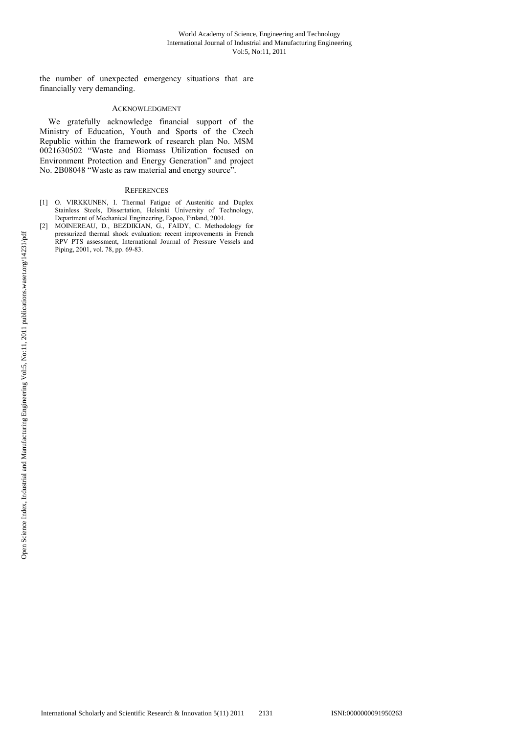the number of unexpected emergency situations that are financially very demanding.

## Acknowledgment

We gratefully acknowledge financial support of the Ministry of Education, Youth and Sports of the Czech Republic within the framework of research plan No. MSM 0021630502 "Waste and Biomass Utilization focused on Environment Protection and Energy Generation" and project No. 2B08048 "Waste as raw material and energy source".

## References

[1] O. VIRKKUNEN, I. Thermal Fatigue of Austenitic and Duplex Stainless Steels, Dissertation, Helsinki University of Technology, Department of Mechanical Engineering, Espoo, Finland, 2001.

[2] MOINEREAU, D., BEZDIKIAN, G., FAIDY, C. Methodology for pressurized thermal shock evaluation: recent improvements in French RPV PTS assessment, International Journal of Pressure Vessels and Piping, 2001, vol. 78, pp. 69-83.